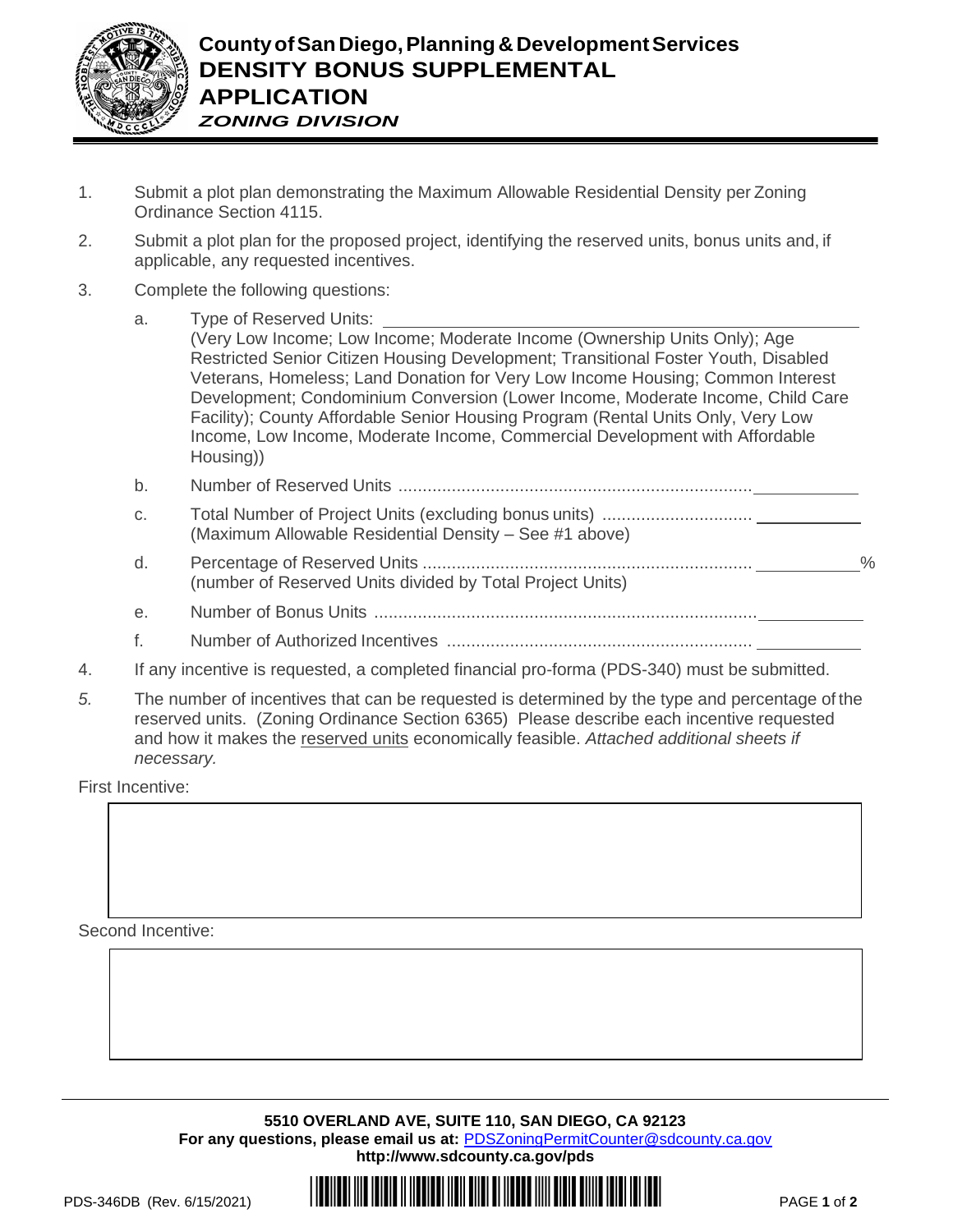# County of San Diego, Planning & Development Services
# DENSITY BONUS SUPPLEMENTAL APPLICATION
***ZONING DIVISION***

1. Submit a plot plan demonstrating the Maximum Allowable Residential Density per Zoning Ordinance Section 4115.

2. Submit a plot plan for the proposed project, identifying the reserved units, bonus units and, if applicable, any requested incentives.

3. Complete the following questions:

   a. Type of Reserved Units: ____________________
      (Very Low Income; Low Income; Moderate Income (Ownership Units Only); Age Restricted Senior Citizen Housing Development; Transitional Foster Youth, Disabled Veterans, Homeless; Land Donation for Very Low Income Housing; Common Interest Development; Condominium Conversion (Lower Income, Moderate Income, Child Care Facility); County Affordable Senior Housing Program (Rental Units Only, Very Low Income, Low Income, Moderate Income, Commercial Development with Affordable Housing))

   b. Number of Reserved Units ........................................................................ ____________

   c. Total Number of Project Units (excluding bonus units) .............................. ____________
      (Maximum Allowable Residential Density – See #1 above)

   d. Percentage of Reserved Units ................................................................... ____________%
      (number of Reserved Units divided by Total Project Units)

   e. Number of Bonus Units ............................................................................... ____________

   f. Number of Authorized Incentives .............................................................. ____________

4. If any incentive is requested, a completed financial pro-forma (PDS-340) must be submitted.

*5.* The number of incentives that can be requested is determined by the type and percentage of the reserved units. (Zoning Ordinance Section 6365) Please describe each incentive requested and how it makes the reserved units economically feasible. *Attached additional sheets if necessary.*

First Incentive:

| |
|---|
| |

Second Incentive:

| |
|---|
| |

**5510 OVERLAND AVE, SUITE 110, SAN DIEGO, CA 92123**
**For any questions, please email us at:** PDSZoningPermitCounter@sdcounty.ca.gov
**http://www.sdcounty.ca.gov/pds**

PDS-346DB (Rev. 6/15/2021)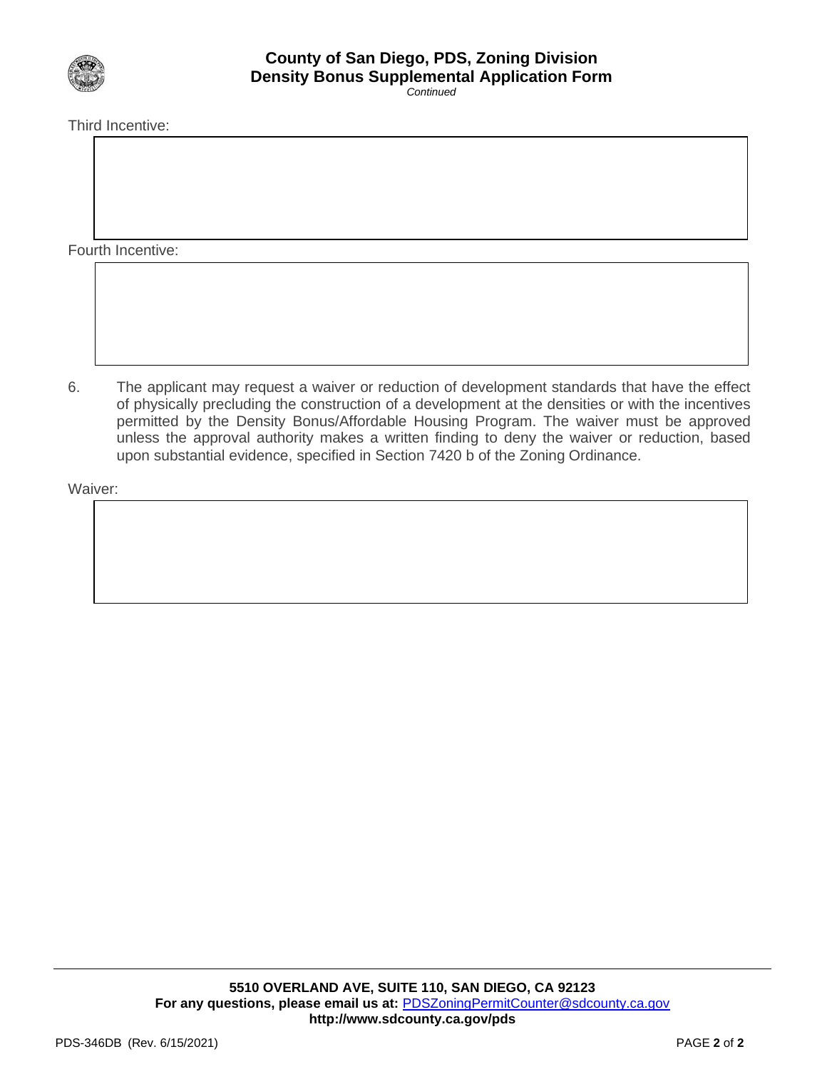Third Incentive:

Fourth Incentive:

6. The applicant may request a waiver or reduction of development standards that have the effect of physically precluding the construction of a development at the densities or with the incentives permitted by the Density Bonus/Affordable Housing Program. The waiver must be approved unless the approval authority makes a written finding to deny the waiver or reduction, based upon substantial evidence, specified in Section 7420 b of the Zoning Ordinance.

Waiver: